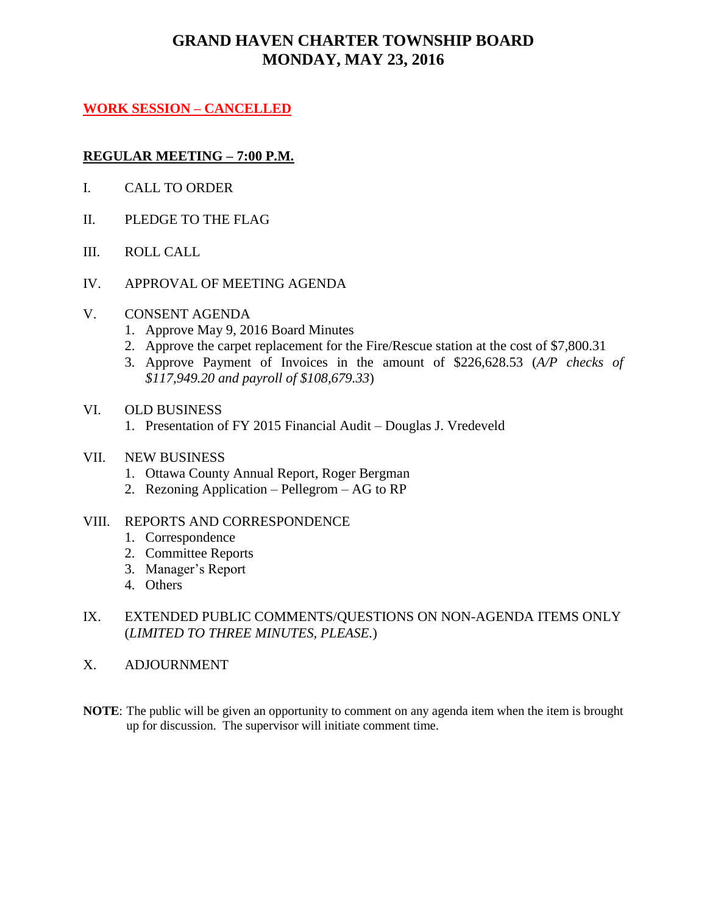# GRAND HAVEN CHARTER TOWNSHIP BOARD
# MONDAY, MAY 23, 2016

**WORK SESSION – CANCELLED**

**REGULAR MEETING – 7:00 P.M.**

I. CALL TO ORDER

II. PLEDGE TO THE FLAG

III. ROLL CALL

IV. APPROVAL OF MEETING AGENDA

V. CONSENT AGENDA
   1. Approve May 9, 2016 Board Minutes
   2. Approve the carpet replacement for the Fire/Rescue station at the cost of $7,800.31
   3. Approve Payment of Invoices in the amount of $226,628.53 (*A/P checks of $117,949.20 and payroll of $108,679.33*)

VI. OLD BUSINESS
   1. Presentation of FY 2015 Financial Audit – Douglas J. Vredeveld

VII. NEW BUSINESS
   1. Ottawa County Annual Report, Roger Bergman
   2. Rezoning Application – Pellegrom – AG to RP

VIII. REPORTS AND CORRESPONDENCE
   1. Correspondence
   2. Committee Reports
   3. Manager's Report
   4. Others

IX. EXTENDED PUBLIC COMMENTS/QUESTIONS ON NON-AGENDA ITEMS ONLY (*LIMITED TO THREE MINUTES, PLEASE.*)

X. ADJOURNMENT

**NOTE**: The public will be given an opportunity to comment on any agenda item when the item is brought up for discussion. The supervisor will initiate comment time.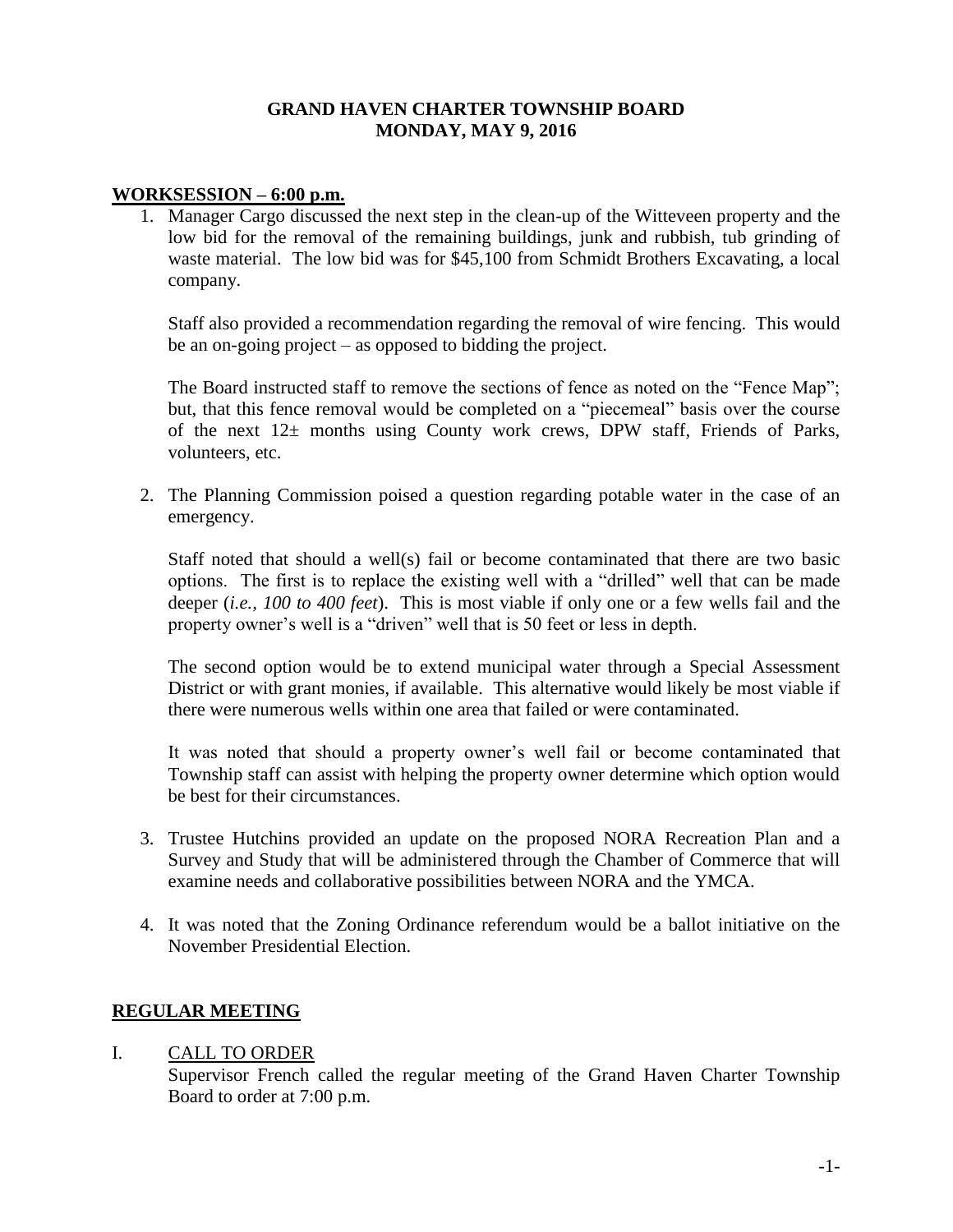**GRAND HAVEN CHARTER TOWNSHIP BOARD**
**MONDAY, MAY 9, 2016**

## WORKSESSION – 6:00 p.m.

1. Manager Cargo discussed the next step in the clean-up of the Witteveen property and the low bid for the removal of the remaining buildings, junk and rubbish, tub grinding of waste material. The low bid was for $45,100 from Schmidt Brothers Excavating, a local company.

   Staff also provided a recommendation regarding the removal of wire fencing. This would be an on-going project – as opposed to bidding the project.

   The Board instructed staff to remove the sections of fence as noted on the "Fence Map"; but, that this fence removal would be completed on a "piecemeal" basis over the course of the next 12± months using County work crews, DPW staff, Friends of Parks, volunteers, etc.

2. The Planning Commission poised a question regarding potable water in the case of an emergency.

   Staff noted that should a well(s) fail or become contaminated that there are two basic options. The first is to replace the existing well with a "drilled" well that can be made deeper (*i.e., 100 to 400 feet*). This is most viable if only one or a few wells fail and the property owner's well is a "driven" well that is 50 feet or less in depth.

   The second option would be to extend municipal water through a Special Assessment District or with grant monies, if available. This alternative would likely be most viable if there were numerous wells within one area that failed or were contaminated.

   It was noted that should a property owner's well fail or become contaminated that Township staff can assist with helping the property owner determine which option would be best for their circumstances.

3. Trustee Hutchins provided an update on the proposed NORA Recreation Plan and a Survey and Study that will be administered through the Chamber of Commerce that will examine needs and collaborative possibilities between NORA and the YMCA.

4. It was noted that the Zoning Ordinance referendum would be a ballot initiative on the November Presidential Election.

## REGULAR MEETING

I. CALL TO ORDER
Supervisor French called the regular meeting of the Grand Haven Charter Township Board to order at 7:00 p.m.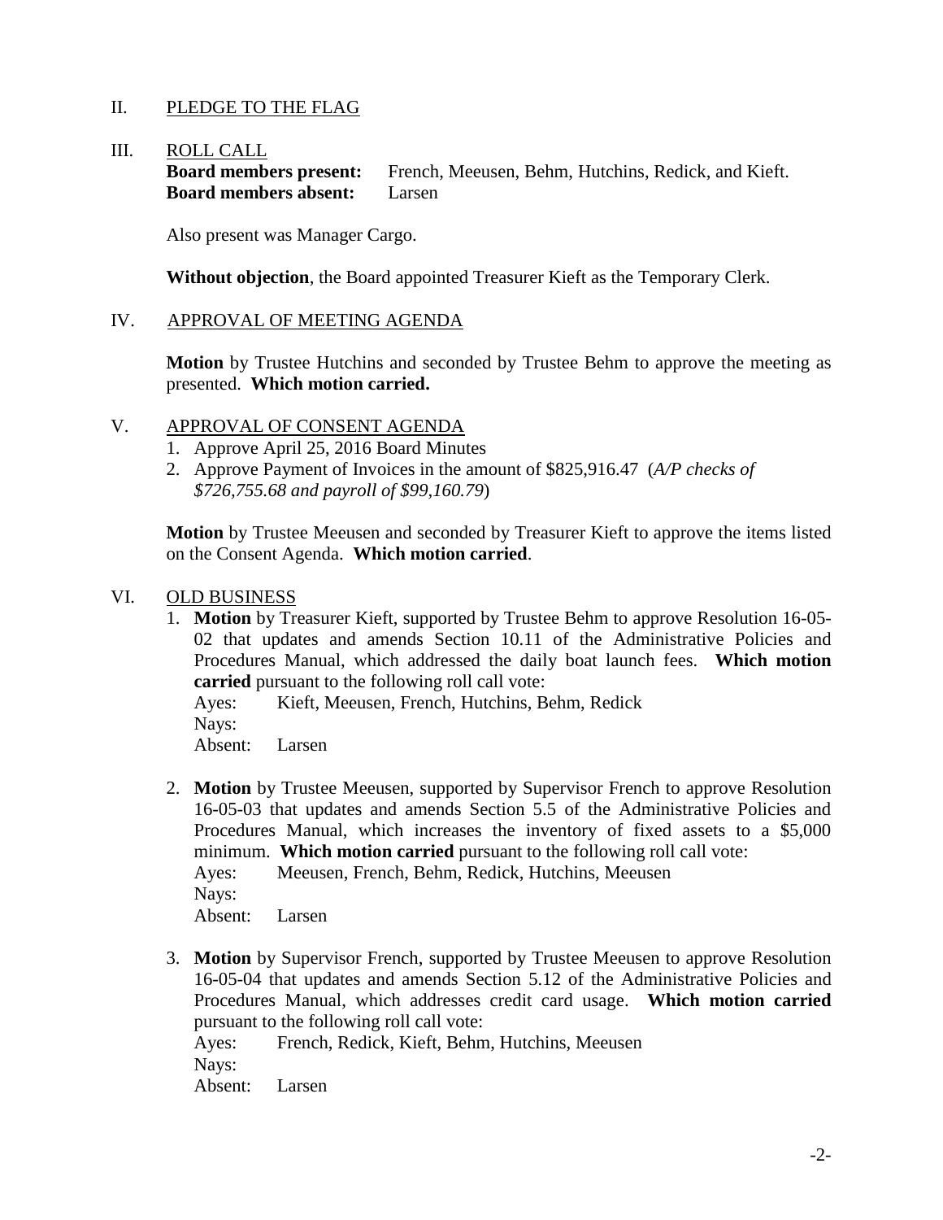## II. PLEDGE TO THE FLAG

## III. ROLL CALL

**Board members present:** French, Meeusen, Behm, Hutchins, Redick, and Kieft.
**Board members absent:** Larsen

Also present was Manager Cargo.

**Without objection**, the Board appointed Treasurer Kieft as the Temporary Clerk.

## IV. APPROVAL OF MEETING AGENDA

**Motion** by Trustee Hutchins and seconded by Trustee Behm to approve the meeting as presented. **Which motion carried.**

## V. APPROVAL OF CONSENT AGENDA

1. Approve April 25, 2016 Board Minutes
2. Approve Payment of Invoices in the amount of $825,916.47 (*A/P checks of $726,755.68 and payroll of $99,160.79*)

**Motion** by Trustee Meeusen and seconded by Treasurer Kieft to approve the items listed on the Consent Agenda. **Which motion carried**.

## VI. OLD BUSINESS

1. **Motion** by Treasurer Kieft, supported by Trustee Behm to approve Resolution 16-05-02 that updates and amends Section 10.11 of the Administrative Policies and Procedures Manual, which addressed the daily boat launch fees. **Which motion carried** pursuant to the following roll call vote:
   Ayes: Kieft, Meeusen, French, Hutchins, Behm, Redick
   Nays:
   Absent: Larsen

2. **Motion** by Trustee Meeusen, supported by Supervisor French to approve Resolution 16-05-03 that updates and amends Section 5.5 of the Administrative Policies and Procedures Manual, which increases the inventory of fixed assets to a $5,000 minimum. **Which motion carried** pursuant to the following roll call vote:
   Ayes: Meeusen, French, Behm, Redick, Hutchins, Meeusen
   Nays:
   Absent: Larsen

3. **Motion** by Supervisor French, supported by Trustee Meeusen to approve Resolution 16-05-04 that updates and amends Section 5.12 of the Administrative Policies and Procedures Manual, which addresses credit card usage. **Which motion carried** pursuant to the following roll call vote:
   Ayes: French, Redick, Kieft, Behm, Hutchins, Meeusen
   Nays:
   Absent: Larsen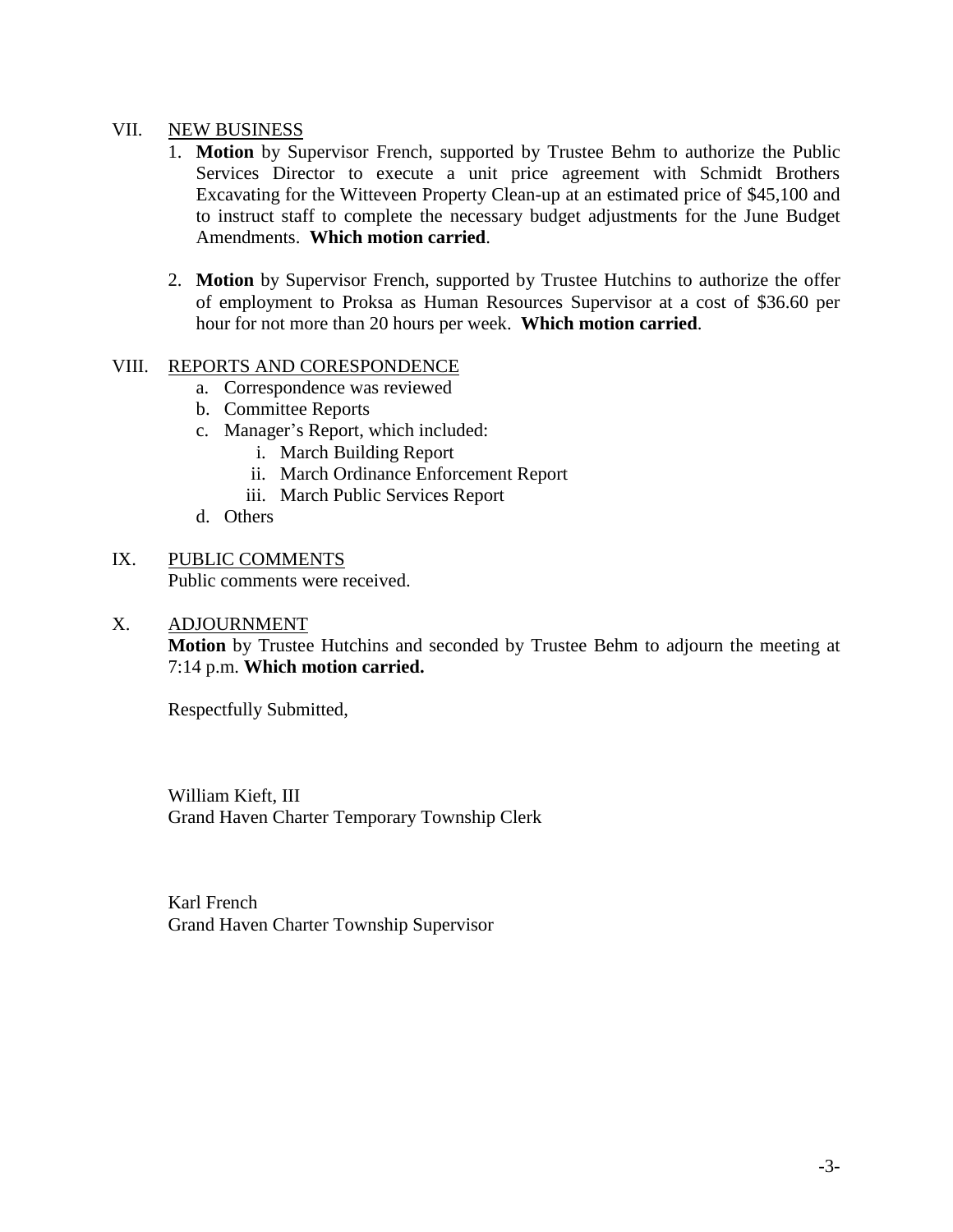VII. <u>NEW BUSINESS</u>

1. **Motion** by Supervisor French, supported by Trustee Behm to authorize the Public Services Director to execute a unit price agreement with Schmidt Brothers Excavating for the Witteveen Property Clean-up at an estimated price of $45,100 and to instruct staff to complete the necessary budget adjustments for the June Budget Amendments. **Which motion carried**.

2. **Motion** by Supervisor French, supported by Trustee Hutchins to authorize the offer of employment to Proksa as Human Resources Supervisor at a cost of $36.60 per hour for not more than 20 hours per week. **Which motion carried**.

VIII. <u>REPORTS AND CORESPONDENCE</u>

a. Correspondence was reviewed
b. Committee Reports
c. Manager's Report, which included:
    i. March Building Report
    ii. March Ordinance Enforcement Report
    iii. March Public Services Report
d. Others

IX. <u>PUBLIC COMMENTS</u>

Public comments were received.

X. <u>ADJOURNMENT</u>

**Motion** by Trustee Hutchins and seconded by Trustee Behm to adjourn the meeting at 7:14 p.m. **Which motion carried.**

Respectfully Submitted,

William Kieft, III
Grand Haven Charter Temporary Township Clerk

Karl French
Grand Haven Charter Township Supervisor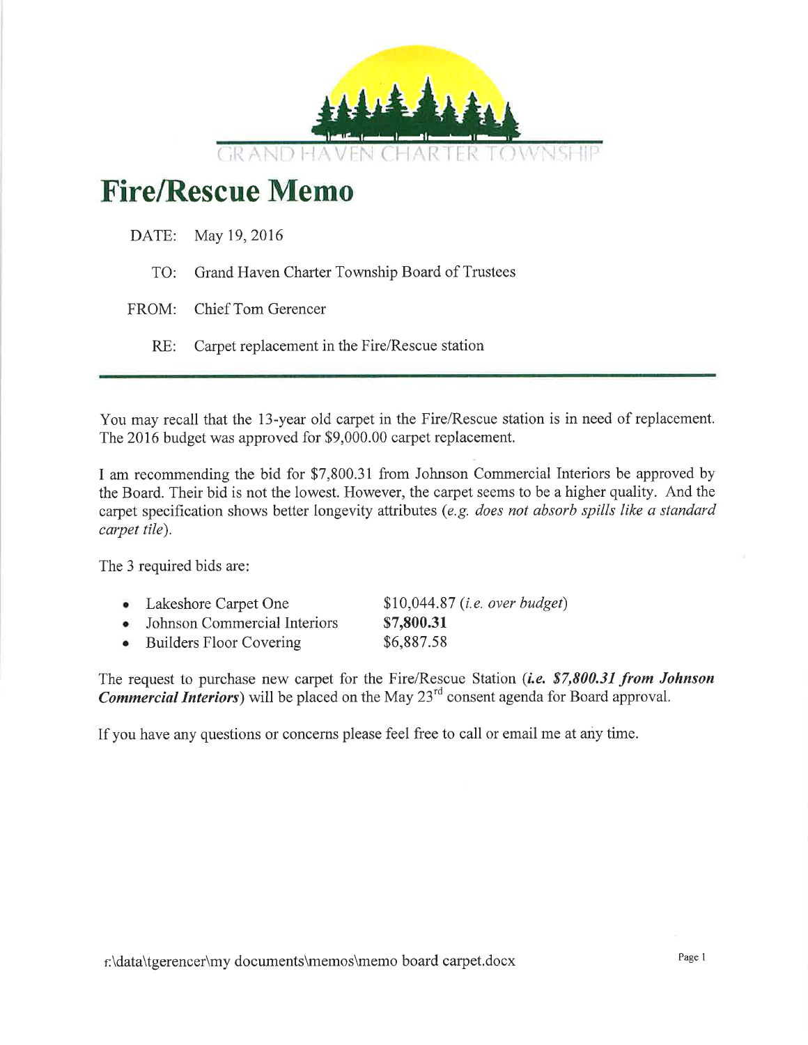GRAND HAVEN CHARTER TOWNSHIP

# Fire/Rescue Memo

DATE: May 19, 2016

TO: Grand Haven Charter Township Board of Trustees

FROM: Chief Tom Gerencer

RE: Carpet replacement in the Fire/Rescue station

---

You may recall that the 13-year old carpet in the Fire/Rescue station is in need of replacement. The 2016 budget was approved for $9,000.00 carpet replacement.

I am recommending the bid for $7,800.31 from Johnson Commercial Interiors be approved by the Board. Their bid is not the lowest. However, the carpet seems to be a higher quality. And the carpet specification shows better longevity attributes (*e.g. does not absorb spills like a standard carpet tile*).

The 3 required bids are:

- Lakeshore Carpet One — $10,044.87 (*i.e. over budget*)
- Johnson Commercial Interiors — **$7,800.31**
- Builders Floor Covering — $6,887.58

The request to purchase new carpet for the Fire/Rescue Station (***i.e. $7,800.31 from Johnson Commercial Interiors***) will be placed on the May 23rd consent agenda for Board approval.

If you have any questions or concerns please feel free to call or email me at any time.

f:\data\tgerencer\my documents\memos\memo board carpet.docx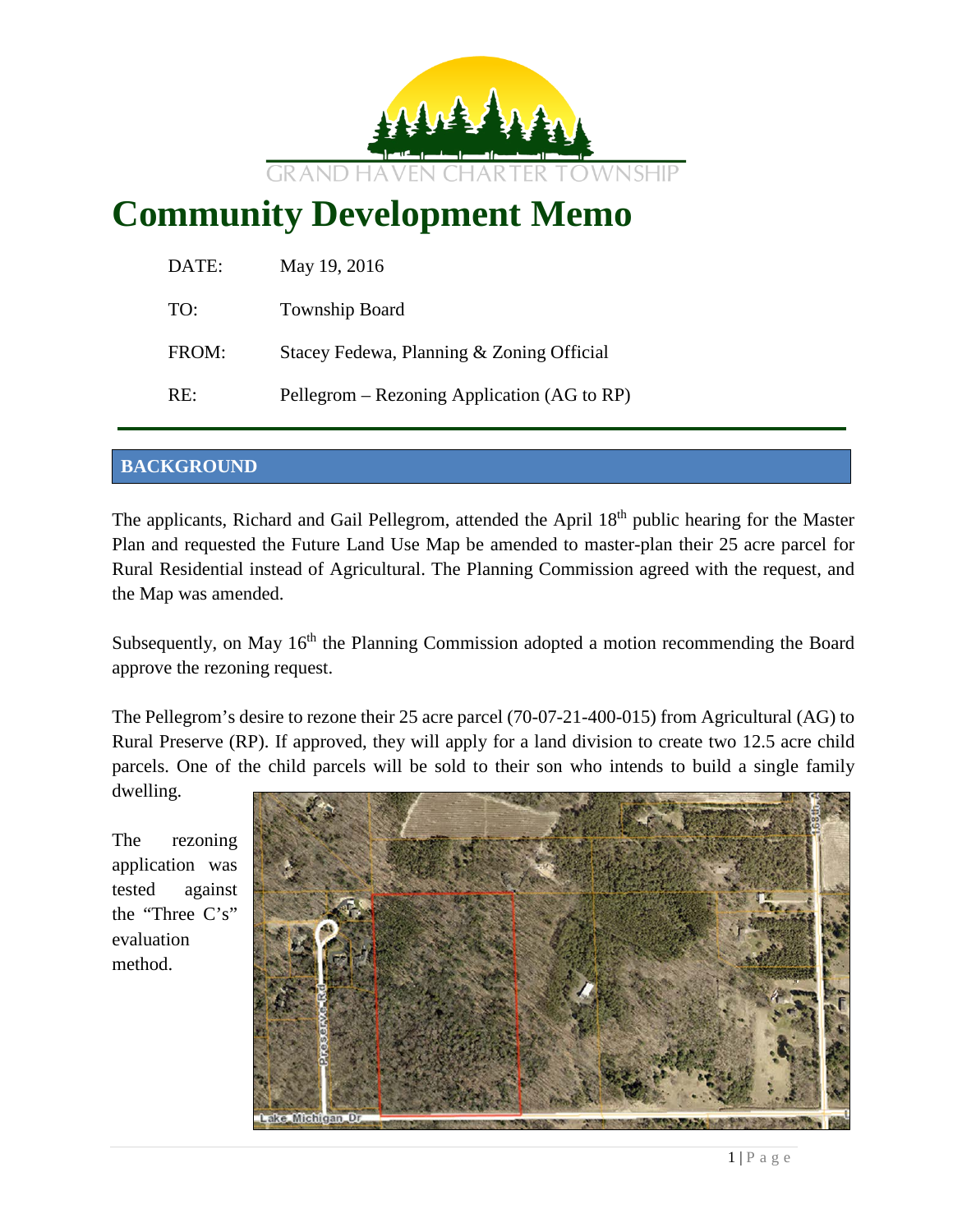GRAND HAVEN CHARTER TOWNSHIP

# Community Development Memo

| | |
|---|---|
| DATE: | May 19, 2016 |
| TO: | Township Board |
| FROM: | Stacey Fedewa, Planning & Zoning Official |
| RE: | Pellegrom – Rezoning Application (AG to RP) |

## BACKGROUND

The applicants, Richard and Gail Pellegrom, attended the April 18th public hearing for the Master Plan and requested the Future Land Use Map be amended to master-plan their 25 acre parcel for Rural Residential instead of Agricultural. The Planning Commission agreed with the request, and the Map was amended.

Subsequently, on May 16th the Planning Commission adopted a motion recommending the Board approve the rezoning request.

The Pellegrom's desire to rezone their 25 acre parcel (70-07-21-400-015) from Agricultural (AG) to Rural Preserve (RP). If approved, they will apply for a land division to create two 12.5 acre child parcels. One of the child parcels will be sold to their son who intends to build a single family dwelling.

The rezoning application was tested against the "Three C's" evaluation method.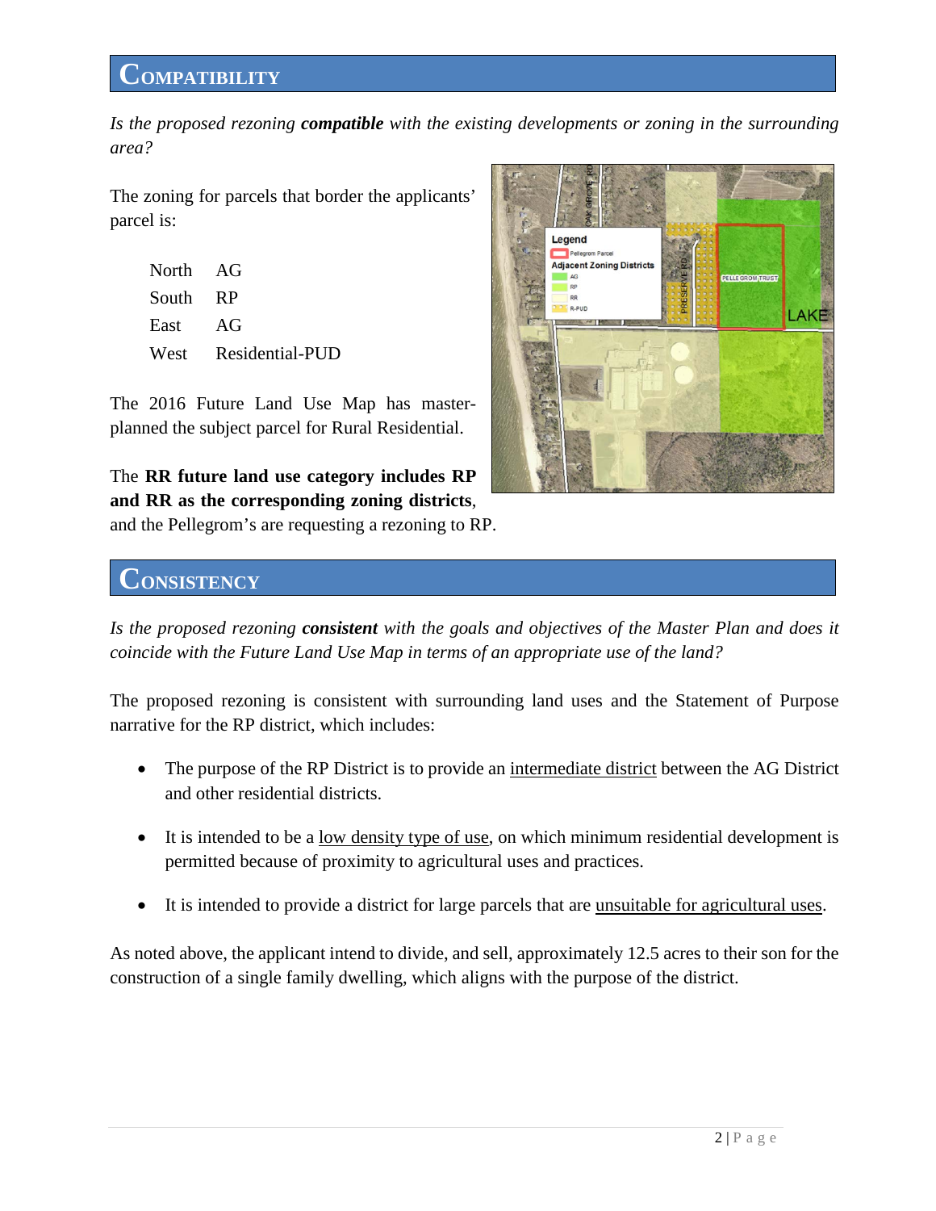## Compatibility

*Is the proposed rezoning* ***compatible*** *with the existing developments or zoning in the surrounding area?*

The zoning for parcels that border the applicants' parcel is:

| | |
|---|---|
| North | AG |
| South | RP |
| East | AG |
| West | Residential-PUD |

The 2016 Future Land Use Map has master-planned the subject parcel for Rural Residential.

The **RR future land use category includes RP and RR as the corresponding zoning districts**, and the Pellegrom's are requesting a rezoning to RP.

## Consistency

*Is the proposed rezoning* ***consistent*** *with the goals and objectives of the Master Plan and does it coincide with the Future Land Use Map in terms of an appropriate use of the land?*

The proposed rezoning is consistent with surrounding land uses and the Statement of Purpose narrative for the RP district, which includes:

- The purpose of the RP District is to provide an intermediate district between the AG District and other residential districts.
- It is intended to be a low density type of use, on which minimum residential development is permitted because of proximity to agricultural uses and practices.
- It is intended to provide a district for large parcels that are unsuitable for agricultural uses.

As noted above, the applicant intend to divide, and sell, approximately 12.5 acres to their son for the construction of a single family dwelling, which aligns with the purpose of the district.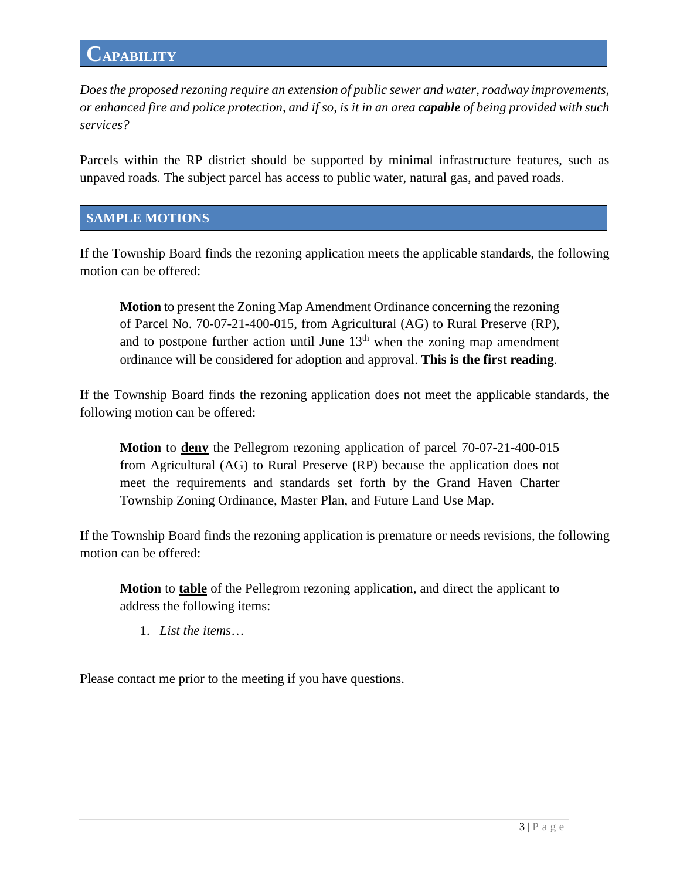# Capability

*Does the proposed rezoning require an extension of public sewer and water, roadway improvements, or enhanced fire and police protection, and if so, is it in an area* ***capable*** *of being provided with such services?*

Parcels within the RP district should be supported by minimal infrastructure features, such as unpaved roads. The subject parcel has access to public water, natural gas, and paved roads.

# SAMPLE MOTIONS

If the Township Board finds the rezoning application meets the applicable standards, the following motion can be offered:

> **Motion** to present the Zoning Map Amendment Ordinance concerning the rezoning of Parcel No. 70-07-21-400-015, from Agricultural (AG) to Rural Preserve (RP), and to postpone further action until June 13th when the zoning map amendment ordinance will be considered for adoption and approval. **This is the first reading**.

If the Township Board finds the rezoning application does not meet the applicable standards, the following motion can be offered:

> **Motion** to **deny** the Pellegrom rezoning application of parcel 70-07-21-400-015 from Agricultural (AG) to Rural Preserve (RP) because the application does not meet the requirements and standards set forth by the Grand Haven Charter Township Zoning Ordinance, Master Plan, and Future Land Use Map.

If the Township Board finds the rezoning application is premature or needs revisions, the following motion can be offered:

> **Motion** to **table** of the Pellegrom rezoning application, and direct the applicant to address the following items:
>
> 1. *List the items…*

Please contact me prior to the meeting if you have questions.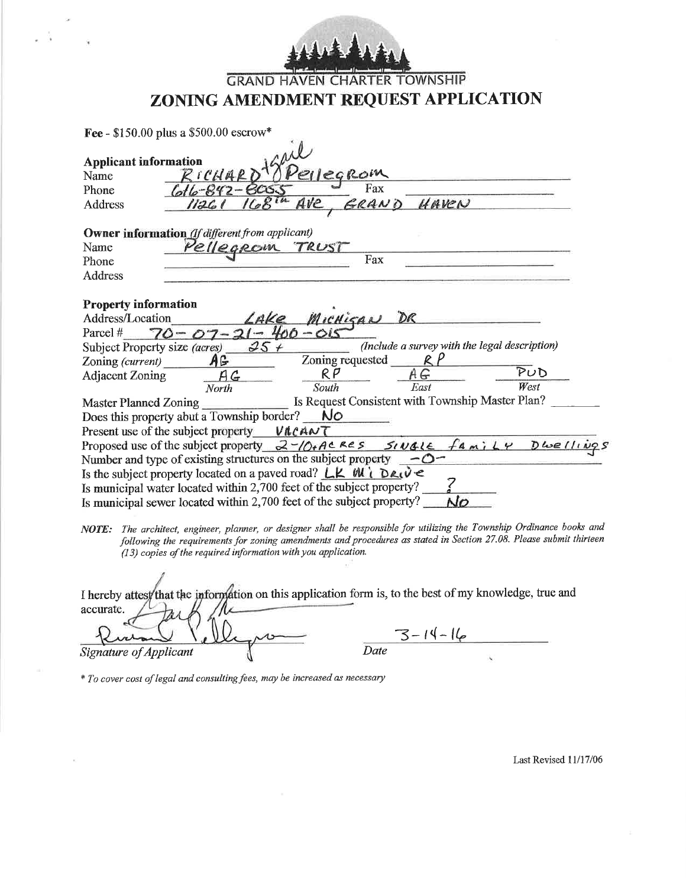GRAND HAVEN CHARTER TOWNSHIP

# ZONING AMENDMENT REQUEST APPLICATION

**Fee** - $150.00 plus a $500.00 escrow*

**Applicant information**

Name: RICHARD + Gail Pellegrom

Phone: 616-842-8055 Fax:

Address: 11261 168th Ave, GRAND HAVEN

**Owner information** *(If different from applicant)*

Name: Pellegrom TRUST

Phone: Fax:

Address:

**Property information**

Address/Location: LAKE MICHIGAN DR

Parcel #: 70-07-21-400-015

Subject Property size *(acres)*: 25 + *(Include a survey with the legal description)*

Zoning *(current)*: AG Zoning requested: RP

| Adjacent Zoning | AG | RP | AG | PUD |
|---|---|---|---|---|
| | North | South | East | West |

Master Planned Zoning: ______ Is Request Consistent with Township Master Plan? ______

Does this property abut a Township border? NO

Present use of the subject property: VACANT

Proposed use of the subject property: 2-10+ ACRES SINGLE family Dwellings

Number and type of existing structures on the subject property: -0-

Is the subject property located on a paved road? LK MI DRIVE

Is municipal water located within 2,700 feet of the subject property? ?

Is municipal sewer located within 2,700 feet of the subject property? NO

*NOTE: The architect, engineer, planner, or designer shall be responsible for utilizing the Township Ordinance books and following the requirements for zoning amendments and procedures as stated in Section 27.08. Please submit thirteen (13) copies of the required information with you application.*

I hereby attest that the information on this application form is, to the best of my knowledge, true and accurate.

*Signature of Applicant* Date: 3-14-16

\* *To cover cost of legal and consulting fees, may be increased as necessary*

Last Revised 11/17/06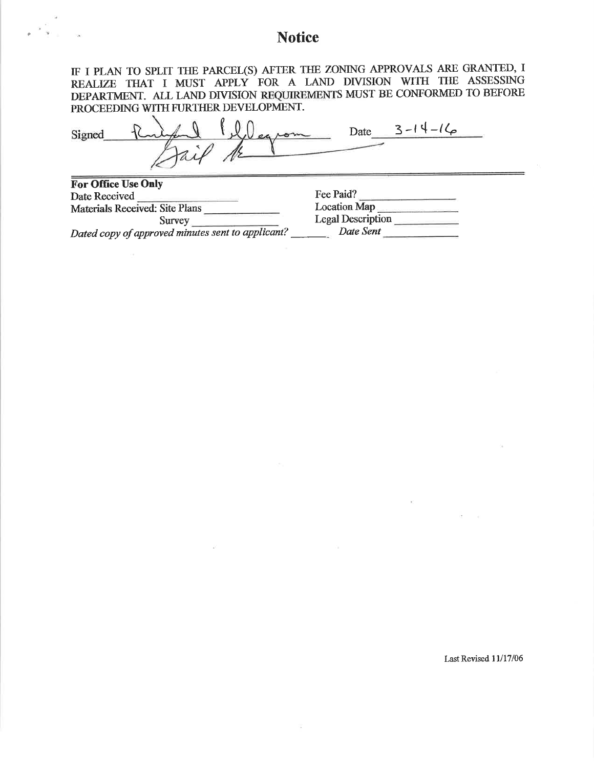# Notice

IF I PLAN TO SPLIT THE PARCEL(S) AFTER THE ZONING APPROVALS ARE GRANTED, I REALIZE THAT I MUST APPLY FOR A LAND DIVISION WITH THE ASSESSING DEPARTMENT. ALL LAND DIVISION REQUIREMENTS MUST BE CONFORMED TO BEFORE PROCEEDING WITH FURTHER DEVELOPMENT.

Signed ______________________ Date 3-14-16

**For Office Use Only**

Date Received ______________

Fee Paid? ______________

Materials Received: Site Plans ______________

Location Map ______________

Survey ______________

Legal Description ______________

*Dated copy of approved minutes sent to applicant?* ______ *Date Sent* ______________

Last Revised 11/17/06